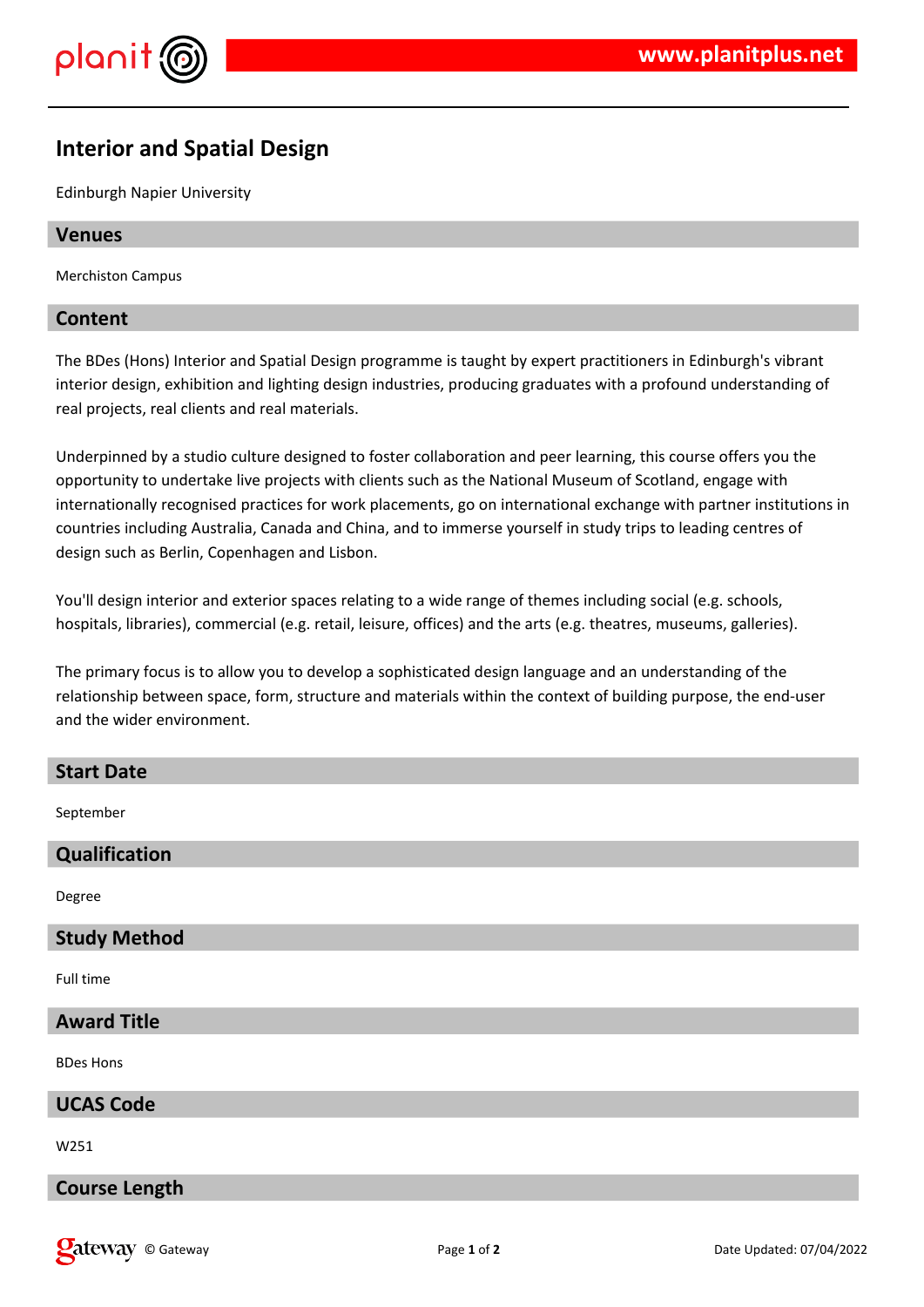# Interior and Spatial Design

Edinburgh Napier University

## Venues

Merchiston Campus

## Content

The BDes (Hons) Interior and Spatial Design programme is taught by expert practitioners in Edinburgh's vibrant interior design, exhibition and lighting design industries, producing graduates with a profound understanding of real projects, real clients and real materials.

Underpinned by a studio culture designed to foster collaboration and peer learning, this course offers you the opportunity to undertake live projects with clients such as the National Museum of Scotland, engage with internationally recognised practices for work placements, go on international exchange with partner institutions in countries including Australia, Canada and China, and to immerse yourself in study trips to leading centres of design such as Berlin, Copenhagen and Lisbon.

You'll design interior and exterior spaces relating to a wide range of themes including social (e.g. schools, hospitals, libraries), commercial (e.g. retail, leisure, offices) and the arts (e.g. theatres, museums, galleries).

The primary focus is to allow you to develop a sophisticated design language and an understanding of the relationship between space, form, structure and materials within the context of building purpose, the end-user and the wider environment.

## Start Date

September

## Qualification

Degree

## Study Method

Full time

## Award Title

BDes Hons

## UCAS Code

W251

## Course Length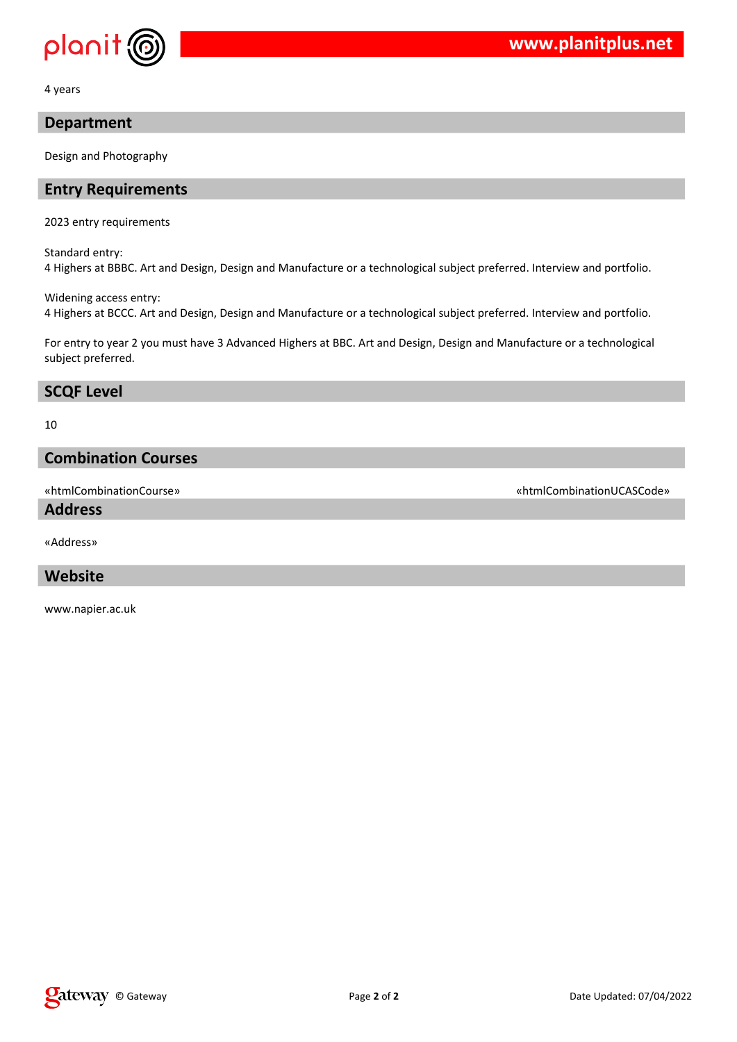4 years

## Department

Design and Photography

## Entry Requirements

2023 entry requirements

Standard entry:
4 Highers at BBBC. Art and Design, Design and Manufacture or a technological subject preferred. Interview and portfolio.

Widening access entry:
4 Highers at BCCC. Art and Design, Design and Manufacture or a technological subject preferred. Interview and portfolio.

For entry to year 2 you must have 3 Advanced Highers at BBC. Art and Design, Design and Manufacture or a technological subject preferred.

## SCQF Level

10

## Combination Courses

«htmlCombinationCourse» «htmlCombinationUCASCode»

## Address

«Address»

## Website

www.napier.ac.uk